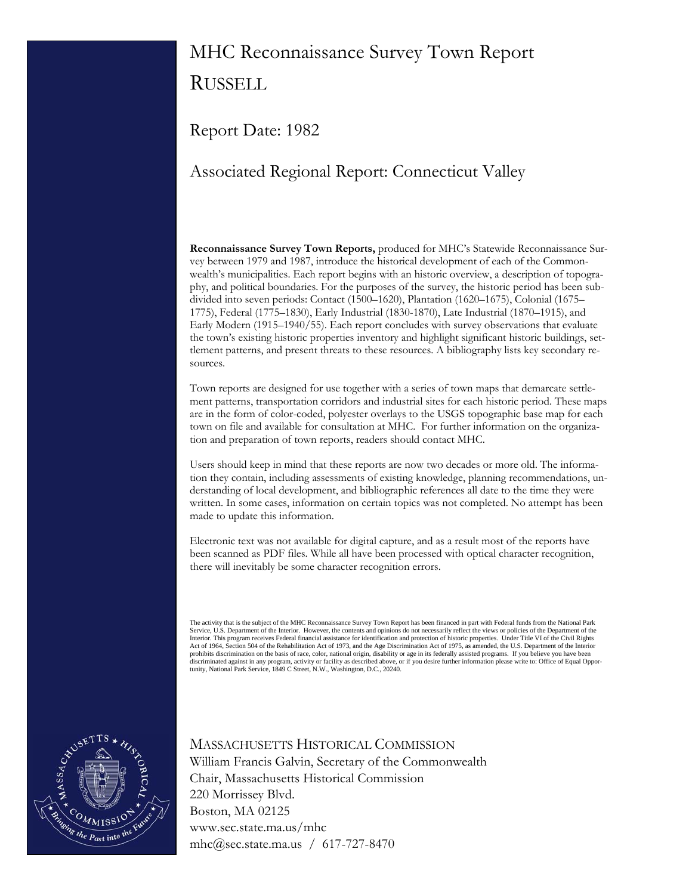# MHC Reconnaissance Survey Town Report

# RUSSELL

## Report Date: 1982

## Associated Regional Report: Connecticut Valley

**Reconnaissance Survey Town Reports,** produced for MHC's Statewide Reconnaissance Survey between 1979 and 1987, introduce the historical development of each of the Commonwealth's municipalities. Each report begins with an historic overview, a description of topography, and political boundaries. For the purposes of the survey, the historic period has been subdivided into seven periods: Contact (1500–1620), Plantation (1620–1675), Colonial (1675–1775), Federal (1775–1830), Early Industrial (1830-1870), Late Industrial (1870–1915), and Early Modern (1915–1940/55). Each report concludes with survey observations that evaluate the town's existing historic properties inventory and highlight significant historic buildings, settlement patterns, and present threats to these resources. A bibliography lists key secondary resources.

Town reports are designed for use together with a series of town maps that demarcate settlement patterns, transportation corridors and industrial sites for each historic period. These maps are in the form of color-coded, polyester overlays to the USGS topographic base map for each town on file and available for consultation at MHC. For further information on the organization and preparation of town reports, readers should contact MHC.

Users should keep in mind that these reports are now two decades or more old. The information they contain, including assessments of existing knowledge, planning recommendations, understanding of local development, and bibliographic references all date to the time they were written. In some cases, information on certain topics was not completed. No attempt has been made to update this information.

Electronic text was not available for digital capture, and as a result most of the reports have been scanned as PDF files. While all have been processed with optical character recognition, there will inevitably be some character recognition errors.

The activity that is the subject of the MHC Reconnaissance Survey Town Report has been financed in part with Federal funds from the National Park Service, U.S. Department of the Interior. However, the contents and opinions do not necessarily reflect the views or policies of the Department of the Interior. This program receives Federal financial assistance for identification and protection of historic properties. Under Title VI of the Civil Rights Act of 1964, Section 504 of the Rehabilitation Act of 1973, and the Age Discrimination Act of 1975, as amended, the U.S. Department of the Interior prohibits discrimination on the basis of race, color, national origin, disability or age in its federally assisted programs. If you believe you have been discriminated against in any program, activity or facility as described above, or if you desire further information please write to: Office of Equal Opportunity, National Park Service, 1849 C Street, N.W., Washington, D.C., 20240.

MASSACHUSETTS HISTORICAL COMMISSION
William Francis Galvin, Secretary of the Commonwealth
Chair, Massachusetts Historical Commission
220 Morrissey Blvd.
Boston, MA 02125
www.sec.state.ma.us/mhc
mhc@sec.state.ma.us / 617-727-8470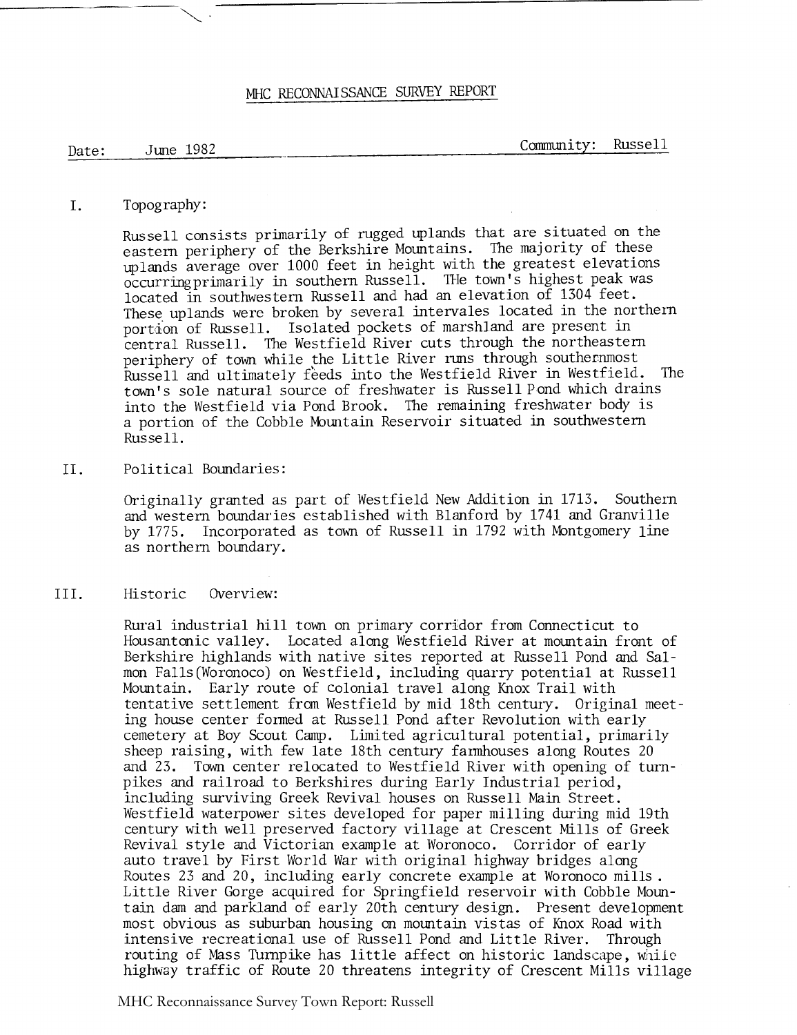# MHC RECONNAISSANCE SURVEY REPORT

Date: June 1982

Community: Russell

## I. Topography:

Russell consists primarily of rugged uplands that are situated on the eastern periphery of the Berkshire Mountains. The majority of these uplands average over 1000 feet in height with the greatest elevations occurringprimarily in southern Russell. THe town's highest peak was located in southwestern Russell and had an elevation of 1304 feet. These uplands were broken by several intervales located in the northern portion of Russell. Isolated pockets of marshland are present in central Russell. The Westfield River cuts through the northeastern periphery of town while the Little River runs through southernmost Russell and ultimately feeds into the Westfield River in Westfield. The town's sole natural source of freshwater is Russell Pond which drains into the Westfield via Pond Brook. The remaining freshwater body is a portion of the Cobble Mountain Reservoir situated in southwestern Russell.

## II. Political Boundaries:

Originally granted as part of Westfield New Addition in 1713. Southern and western boundaries established with Blanford by 1741 and Granville by 1775. Incorporated as town of Russell in 1792 with Montgomery line as northern boundary.

## III. Historic Overview:

Rural industrial hill town on primary corridor from Connecticut to Housantonic valley. Located along Westfield River at mountain front of Berkshire highlands with native sites reported at Russell Pond and Salmon Falls(Woronoco) on Westfield, including quarry potential at Russell Mountain. Early route of colonial travel along Knox Trail with tentative settlement from Westfield by mid 18th century. Original meeting house center formed at Russell Pond after Revolution with early cemetery at Boy Scout Camp. Limited agricultural potential, primarily sheep raising, with few late 18th century farmhouses along Routes 20 and 23. Town center relocated to Westfield River with opening of turnpikes and railroad to Berkshires during Early Industrial period, including surviving Greek Revival houses on Russell Main Street. Westfield waterpower sites developed for paper milling during mid 19th century with well preserved factory village at Crescent Mills of Greek Revival style and Victorian example at Woronoco. Corridor of early auto travel by First World War with original highway bridges along Routes 23 and 20, including early concrete example at Woronoco mills. Little River Gorge acquired for Springfield reservoir with Cobble Mountain dam and parkland of early 20th century design. Present development most obvious as suburban housing on mountain vistas of Knox Road with intensive recreational use of Russell Pond and Little River. Through routing of Mass Turnpike has little affect on historic landscape, while highway traffic of Route 20 threatens integrity of Crescent Mills village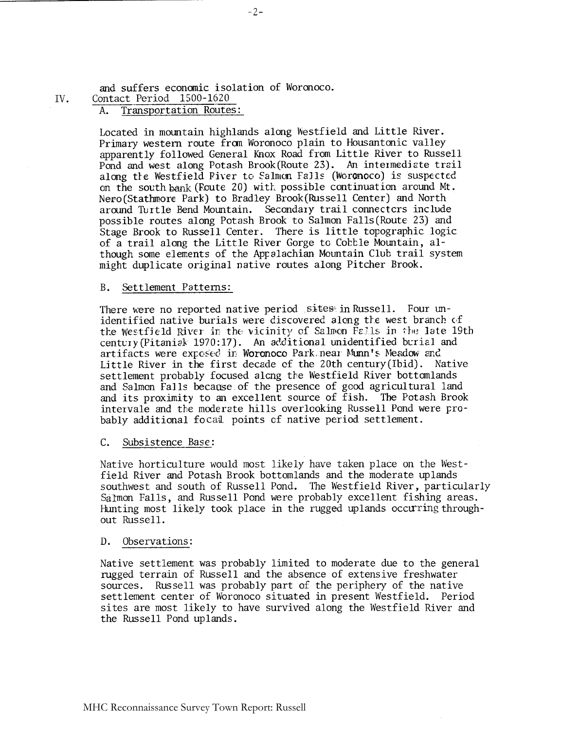and suffers economic isolation of Woronoco.

## IV. Contact Period 1500-1620

### A. Transportation Routes:

Located in mountain highlands along Westfield and Little River. Primary western route from Woronoco plain to Housantonic valley apparently followed General Knox Road from Little River to Russell Pond and west along Potash Brook(Route 23). An intermediate trail along the Westfield River to Salmon Falls (Woronoco) is suspected on the south bank (Route 20) with possible continuation around Mt. Nero(Stathmore Park) to Bradley Brook(Russell Center) and North around Turtle Bend Mountain. Secondary trail connectors include possible routes along Potash Brook to Salmon Falls(Route 23) and Stage Brook to Russell Center. There is little topographic logic of a trail along the Little River Gorge to Cobble Mountain, although some elements of the Appalachian Mountain Club trail system might duplicate original native routes along Pitcher Brook.

### B. Settlement Patterns:

There were no reported native period sites in Russell. Four unidentified native burials were discovered along the west branch of the Westfield River in the vicinity of Salmon Falls in the late 19th century(Pitaniak 1970:17). An additional unidentified burial and artifacts were exposed in Woronoco Park near Munn's Meadow and Little River in the first decade of the 20th century(Ibid). Native settlement probably focused along the Westfield River bottomlands and Salmon Falls because of the presence of good agricultural land and its proximity to an excellent source of fish. The Potash Brook intervale and the moderate hills overlooking Russell Pond were probably additional focal points of native period settlement.

### C. Subsistence Base:

Native horticulture would most likely have taken place on the Westfield River and Potash Brook bottomlands and the moderate uplands southwest and south of Russell Pond. The Westfield River, particularly Salmon Falls, and Russell Pond were probably excellent fishing areas. Hunting most likely took place in the rugged uplands occurring throughout Russell.

### D. Observations:

Native settlement was probably limited to moderate due to the general rugged terrain of Russell and the absence of extensive freshwater sources. Russell was probably part of the periphery of the native settlement center of Woronoco situated in present Westfield. Period sites are most likely to have survived along the Westfield River and the Russell Pond uplands.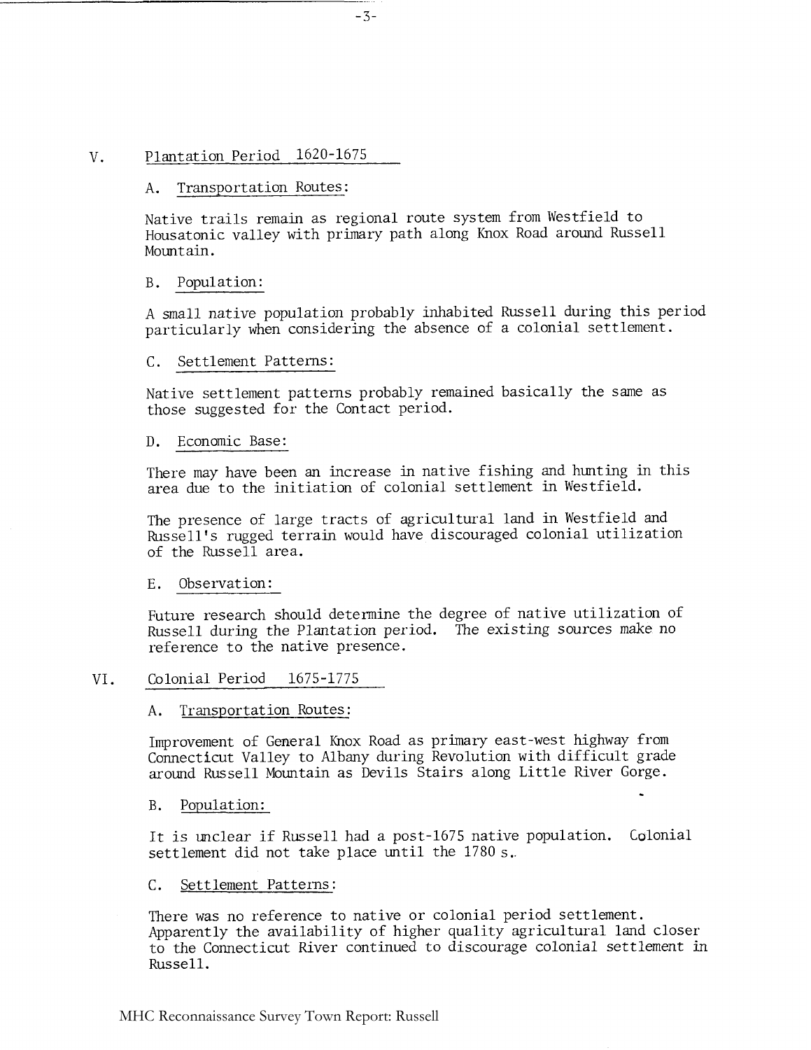## V. Plantation Period 1620-1675

### A. Transportation Routes:

Native trails remain as regional route system from Westfield to Housatonic valley with primary path along Knox Road around Russell Mountain.

### B. Population:

A small native population probably inhabited Russell during this period particularly when considering the absence of a colonial settlement.

### C. Settlement Patterns:

Native settlement patterns probably remained basically the same as those suggested for the Contact period.

### D. Economic Base:

There may have been an increase in native fishing and hunting in this area due to the initiation of colonial settlement in Westfield.

The presence of large tracts of agricultural land in Westfield and Russell's rugged terrain would have discouraged colonial utilization of the Russell area.

### E. Observation:

Future research should determine the degree of native utilization of Russell during the Plantation period. The existing sources make no reference to the native presence.

## VI. Colonial Period 1675-1775

### A. Transportation Routes:

Improvement of General Knox Road as primary east-west highway from Connecticut Valley to Albany during Revolution with difficult grade around Russell Mountain as Devils Stairs along Little River Gorge.

### B. Population:

It is unclear if Russell had a post-1675 native population. Colonial settlement did not take place until the 1780 s.

### C. Settlement Patterns:

There was no reference to native or colonial period settlement. Apparently the availability of higher quality agricultural land closer to the Connecticut River continued to discourage colonial settlement in Russell.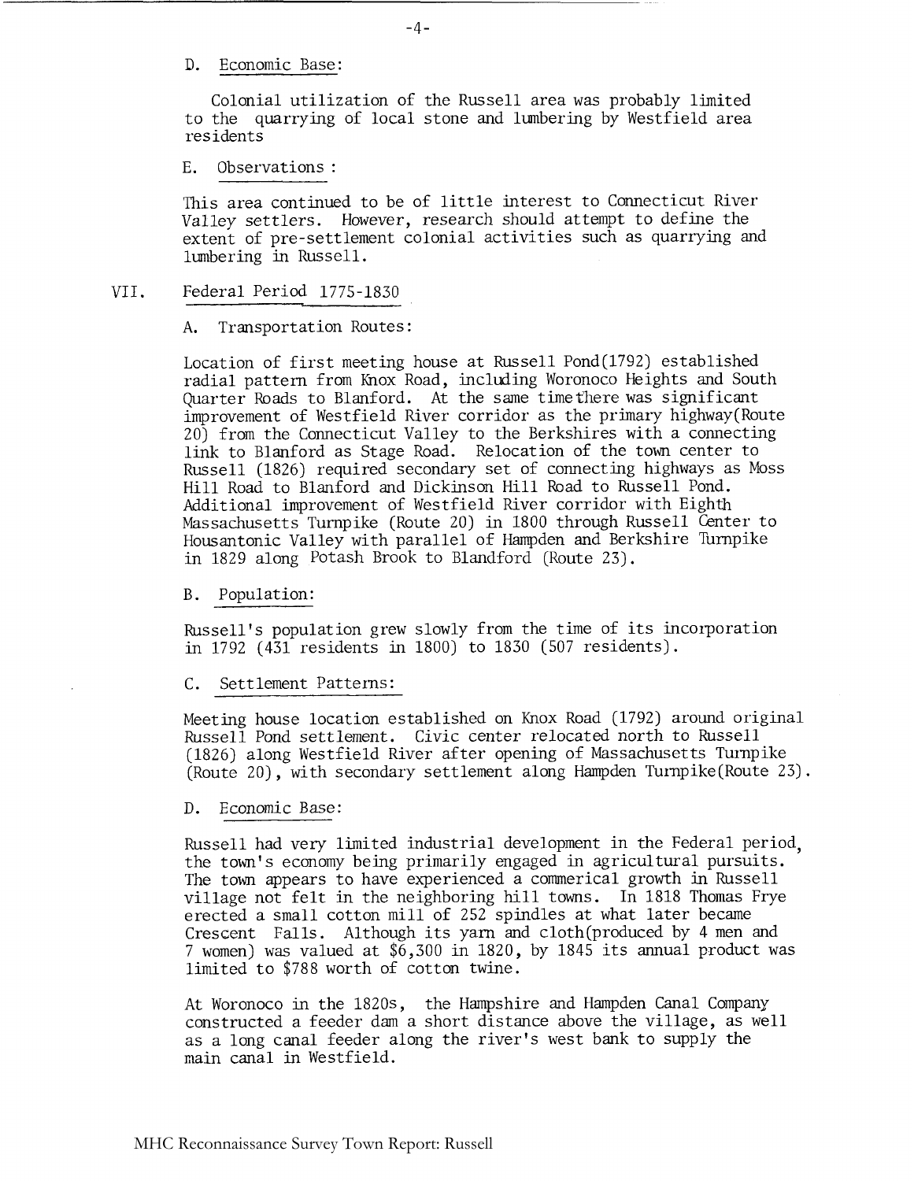D. Economic Base:

Colonial utilization of the Russell area was probably limited to the quarrying of local stone and lumbering by Westfield area residents

E. Observations :

This area continued to be of little interest to Connecticut River Valley settlers. However, research should attempt to define the extent of pre-settlement colonial activities such as quarrying and lumbering in Russell.

## VII. Federal Period 1775-1830

A. Transportation Routes:

Location of first meeting house at Russell Pond(1792) established radial pattern from Knox Road, including Woronoco Heights and South Quarter Roads to Blanford. At the same time there was significant improvement of Westfield River corridor as the primary highway(Route 20) from the Connecticut Valley to the Berkshires with a connecting link to Blanford as Stage Road. Relocation of the town center to Russell (1826) required secondary set of connecting highways as Moss Hill Road to Blanford and Dickinson Hill Road to Russell Pond. Additional improvement of Westfield River corridor with Eighth Massachusetts Turnpike (Route 20) in 1800 through Russell Center to Housantonic Valley with parallel of Hampden and Berkshire Turnpike in 1829 along Potash Brook to Blandford (Route 23).

B. Population:

Russell's population grew slowly from the time of its incorporation in 1792 (431 residents in 1800) to 1830 (507 residents).

C. Settlement Patterns:

Meeting house location established on Knox Road (1792) around original Russell Pond settlement. Civic center relocated north to Russell (1826) along Westfield River after opening of Massachusetts Turnpike (Route 20), with secondary settlement along Hampden Turnpike(Route 23).

D. Economic Base:

Russell had very limited industrial development in the Federal period, the town's economy being primarily engaged in agricultural pursuits. The town appears to have experienced a commerical growth in Russell village not felt in the neighboring hill towns. In 1818 Thomas Frye erected a small cotton mill of 252 spindles at what later became Crescent Falls. Although its yarn and cloth(produced by 4 men and 7 women) was valued at $6,300 in 1820, by 1845 its annual product was limited to $788 worth of cotton twine.

At Woronoco in the 1820s, the Hampshire and Hampden Canal Company constructed a feeder dam a short distance above the village, as well as a long canal feeder along the river's west bank to supply the main canal in Westfield.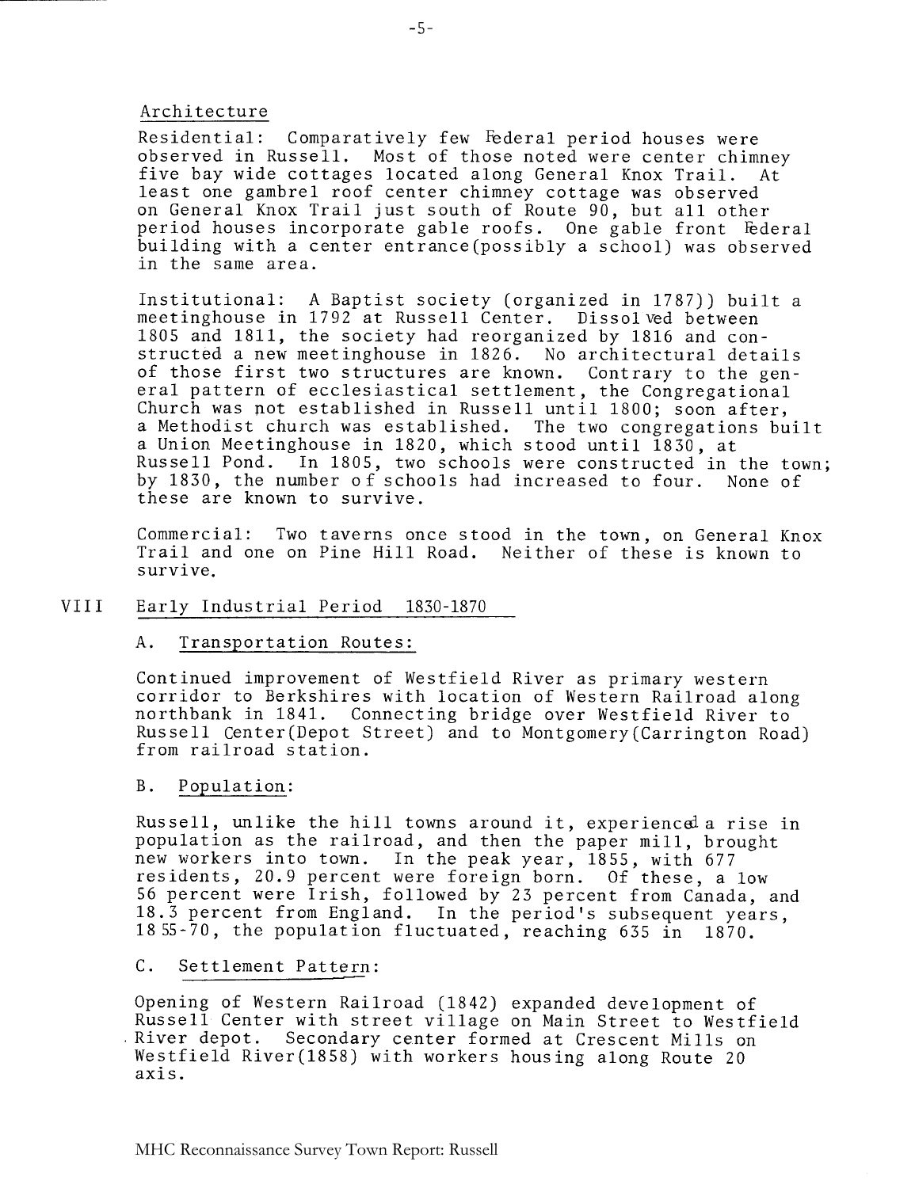### Architecture

Residential: Comparatively few Federal period houses were observed in Russell. Most of those noted were center chimney five bay wide cottages located along General Knox Trail. At least one gambrel roof center chimney cottage was observed on General Knox Trail just south of Route 90, but all other period houses incorporate gable roofs. One gable front Federal building with a center entrance(possibly a school) was observed in the same area.

Institutional: A Baptist society (organized in 1787)) built a meetinghouse in 1792 at Russell Center. Dissolved between 1805 and 1811, the society had reorganized by 1816 and constructed a new meetinghouse in 1826. No architectural details of those first two structures are known. Contrary to the general pattern of ecclesiastical settlement, the Congregational Church was not established in Russell until 1800; soon after, a Methodist church was established. The two congregations built a Union Meetinghouse in 1820, which stood until 1830, at Russell Pond. In 1805, two schools were constructed in the town; by 1830, the number of schools had increased to four. None of these are known to survive.

Commercial: Two taverns once stood in the town, on General Knox Trail and one on Pine Hill Road. Neither of these is known to survive.

## VIII Early Industrial Period 1830-1870

### A. Transportation Routes:

Continued improvement of Westfield River as primary western corridor to Berkshires with location of Western Railroad along northbank in 1841. Connecting bridge over Westfield River to Russell Center(Depot Street) and to Montgomery(Carrington Road) from railroad station.

### B. Population:

Russell, unlike the hill towns around it, experienced a rise in population as the railroad, and then the paper mill, brought new workers into town. In the peak year, 1855, with 677 residents, 20.9 percent were foreign born. Of these, a low 56 percent were Irish, followed by 23 percent from Canada, and 18.3 percent from England. In the period's subsequent years, 1855-70, the population fluctuated, reaching 635 in 1870.

### C. Settlement Pattern:

Opening of Western Railroad (1842) expanded development of Russell Center with street village on Main Street to Westfield River depot. Secondary center formed at Crescent Mills on Westfield River(1858) with workers housing along Route 20 axis.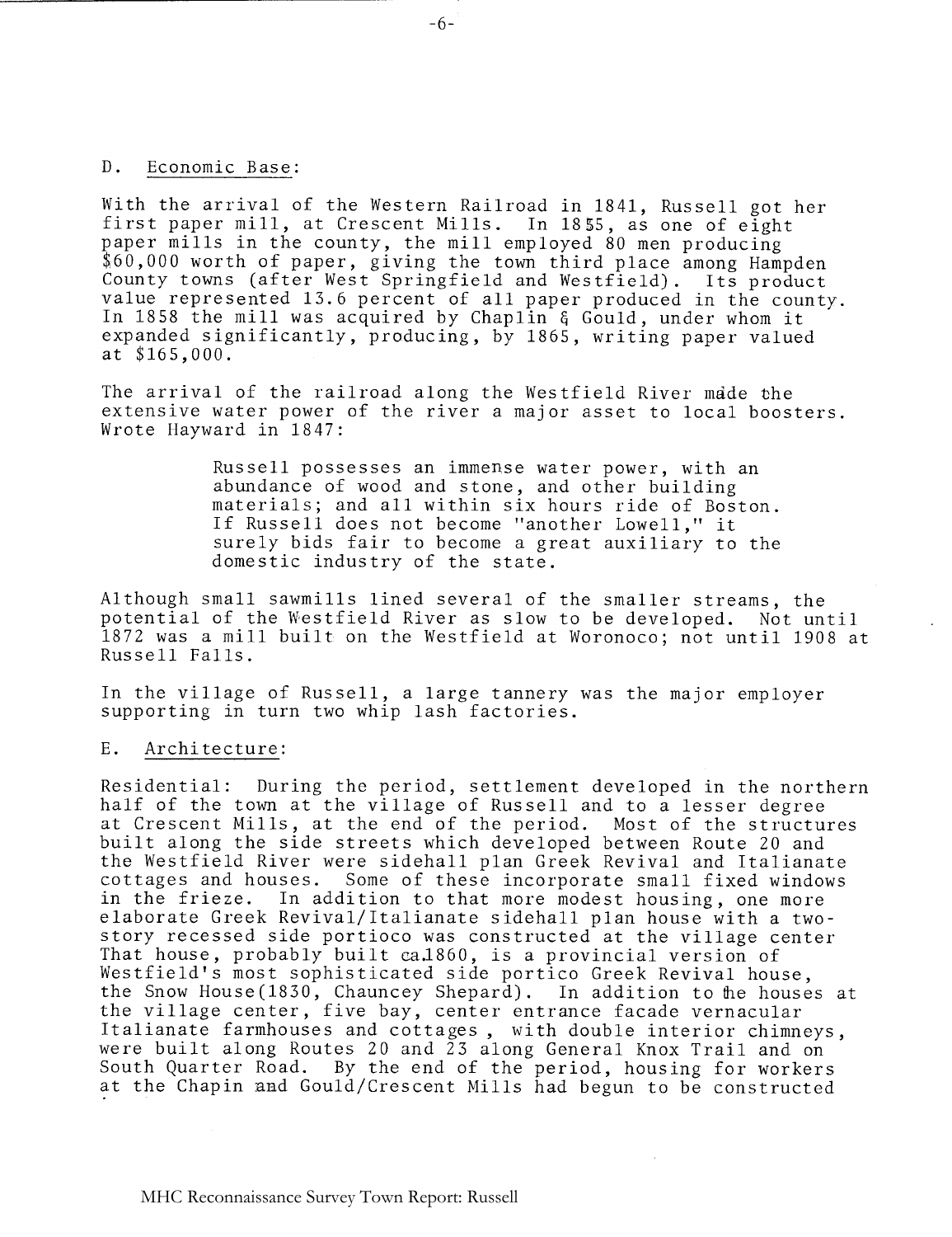## D. Economic Base:

With the arrival of the Western Railroad in 1841, Russell got her first paper mill, at Crescent Mills. In 1855, as one of eight paper mills in the county, the mill employed 80 men producing $60,000 worth of paper, giving the town third place among Hampden County towns (after West Springfield and Westfield). Its product value represented 13.6 percent of all paper produced in the county. In 1858 the mill was acquired by Chaplin & Gould, under whom it expanded significantly, producing, by 1865, writing paper valued at $165,000.

The arrival of the railroad along the Westfield River made the extensive water power of the river a major asset to local boosters. Wrote Hayward in 1847:

> Russell possesses an immense water power, with an abundance of wood and stone, and other building materials; and all within six hours ride of Boston. If Russell does not become "another Lowell," it surely bids fair to become a great auxiliary to the domestic industry of the state.

Although small sawmills lined several of the smaller streams, the potential of the Westfield River as slow to be developed. Not until 1872 was a mill built on the Westfield at Woronoco; not until 1908 at Russell Falls.

In the village of Russell, a large tannery was the major employer supporting in turn two whip lash factories.

## E. Architecture:

Residential: During the period, settlement developed in the northern half of the town at the village of Russell and to a lesser degree at Crescent Mills, at the end of the period. Most of the structures built along the side streets which developed between Route 20 and the Westfield River were sidehall plan Greek Revival and Italianate cottages and houses. Some of these incorporate small fixed windows in the frieze. In addition to that more modest housing, one more elaborate Greek Revival/Italianate sidehall plan house with a two-story recessed side portioco was constructed at the village center That house, probably built ca.1860, is a provincial version of Westfield's most sophisticated side portico Greek Revival house, the Snow House(1830, Chauncey Shepard). In addition to the houses at the village center, five bay, center entrance facade vernacular Italianate farmhouses and cottages , with double interior chimneys, were built along Routes 20 and 23 along General Knox Trail and on South Quarter Road. By the end of the period, housing for workers at the Chapin and Gould/Crescent Mills had begun to be constructed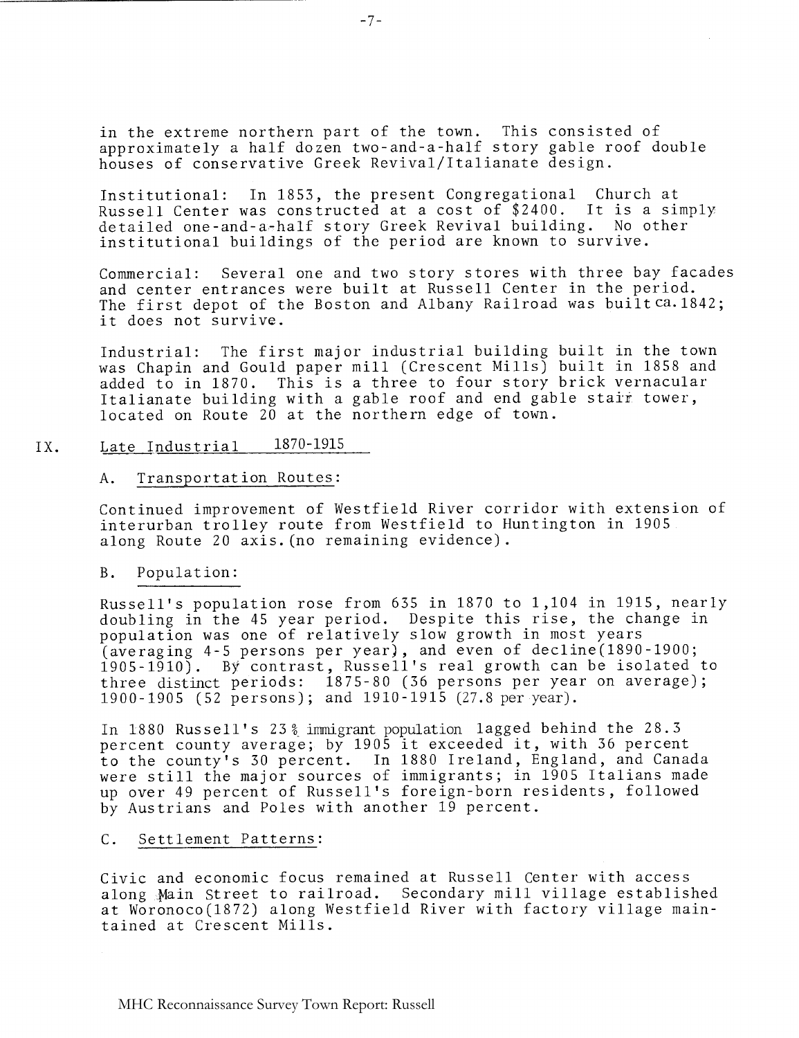in the extreme northern part of the town. This consisted of approximately a half dozen two-and-a-half story gable roof double houses of conservative Greek Revival/Italianate design.

Institutional: In 1853, the present Congregational Church at Russell Center was constructed at a cost of $2400. It is a simply detailed one-and-a-half story Greek Revival building. No other institutional buildings of the period are known to survive.

Commercial: Several one and two story stores with three bay facades and center entrances were built at Russell Center in the period. The first depot of the Boston and Albany Railroad was built ca.1842; it does not survive.

Industrial: The first major industrial building built in the town was Chapin and Gould paper mill (Crescent Mills) built in 1858 and added to in 1870. This is a three to four story brick vernacular Italianate building with a gable roof and end gable stair tower, located on Route 20 at the northern edge of town.

## IX. Late Industrial 1870-1915

### A. Transportation Routes:

Continued improvement of Westfield River corridor with extension of interurban trolley route from Westfield to Huntington in 1905 along Route 20 axis.(no remaining evidence).

### B. Population:

Russell's population rose from 635 in 1870 to 1,104 in 1915, nearly doubling in the 45 year period. Despite this rise, the change in population was one of relatively slow growth in most years (averaging 4-5 persons per year), and even of decline(1890-1900; 1905-1910). By contrast, Russell's real growth can be isolated to three distinct periods: 1875-80 (36 persons per year on average); 1900-1905 (52 persons); and 1910-1915 (27.8 per year).

In 1880 Russell's 23% immigrant population lagged behind the 28.3 percent county average; by 1905 it exceeded it, with 36 percent to the county's 30 percent. In 1880 Ireland, England, and Canada were still the major sources of immigrants; in 1905 Italians made up over 49 percent of Russell's foreign-born residents, followed by Austrians and Poles with another 19 percent.

### C. Settlement Patterns:

Civic and economic focus remained at Russell Center with access along Main Street to railroad. Secondary mill village established at Woronoco(1872) along Westfield River with factory village maintained at Crescent Mills.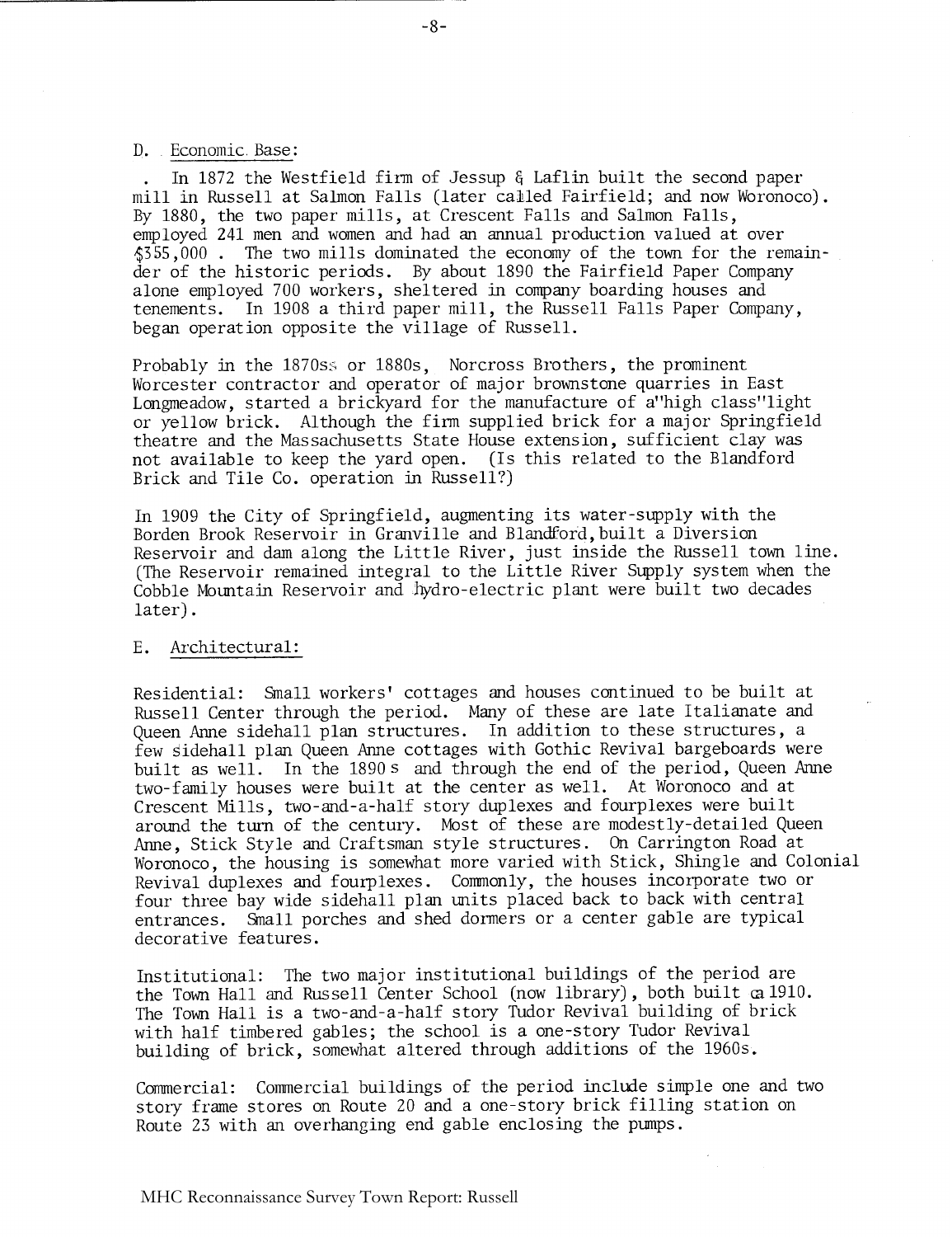D. Economic Base:

In 1872 the Westfield firm of Jessup & Laflin built the second paper mill in Russell at Salmon Falls (later called Fairfield; and now Woronoco). By 1880, the two paper mills, at Crescent Falls and Salmon Falls, employed 241 men and women and had an annual production valued at over $355,000 . The two mills dominated the economy of the town for the remainder of the historic periods. By about 1890 the Fairfield Paper Company alone employed 700 workers, sheltered in company boarding houses and tenements. In 1908 a third paper mill, the Russell Falls Paper Company, began operation opposite the village of Russell.

Probably in the 1870s or 1880s, Norcross Brothers, the prominent Worcester contractor and operator of major brownstone quarries in East Longmeadow, started a brickyard for the manufacture of a "high class" light or yellow brick. Although the firm supplied brick for a major Springfield theatre and the Massachusetts State House extension, sufficient clay was not available to keep the yard open. (Is this related to the Blandford Brick and Tile Co. operation in Russell?)

In 1909 the City of Springfield, augmenting its water-supply with the Borden Brook Reservoir in Granville and Blandford, built a Diversion Reservoir and dam along the Little River, just inside the Russell town line. (The Reservoir remained integral to the Little River Supply system when the Cobble Mountain Reservoir and hydro-electric plant were built two decades later).

E. Architectural:

Residential: Small workers' cottages and houses continued to be built at Russell Center through the period. Many of these are late Italianate and Queen Anne sidehall plan structures. In addition to these structures, a few sidehall plan Queen Anne cottages with Gothic Revival bargeboards were built as well. In the 1890s and through the end of the period, Queen Anne two-family houses were built at the center as well. At Woronoco and at Crescent Mills, two-and-a-half story duplexes and fourplexes were built around the turn of the century. Most of these are modestly-detailed Queen Anne, Stick Style and Craftsman style structures. On Carrington Road at Woronoco, the housing is somewhat more varied with Stick, Shingle and Colonial Revival duplexes and fourplexes. Commonly, the houses incorporate two or four three bay wide sidehall plan units placed back to back with central entrances. Small porches and shed dormers or a center gable are typical decorative features.

Institutional: The two major institutional buildings of the period are the Town Hall and Russell Center School (now library), both built ca 1910. The Town Hall is a two-and-a-half story Tudor Revival building of brick with half timbered gables; the school is a one-story Tudor Revival building of brick, somewhat altered through additions of the 1960s.

Commercial: Commercial buildings of the period include simple one and two story frame stores on Route 20 and a one-story brick filling station on Route 23 with an overhanging end gable enclosing the pumps.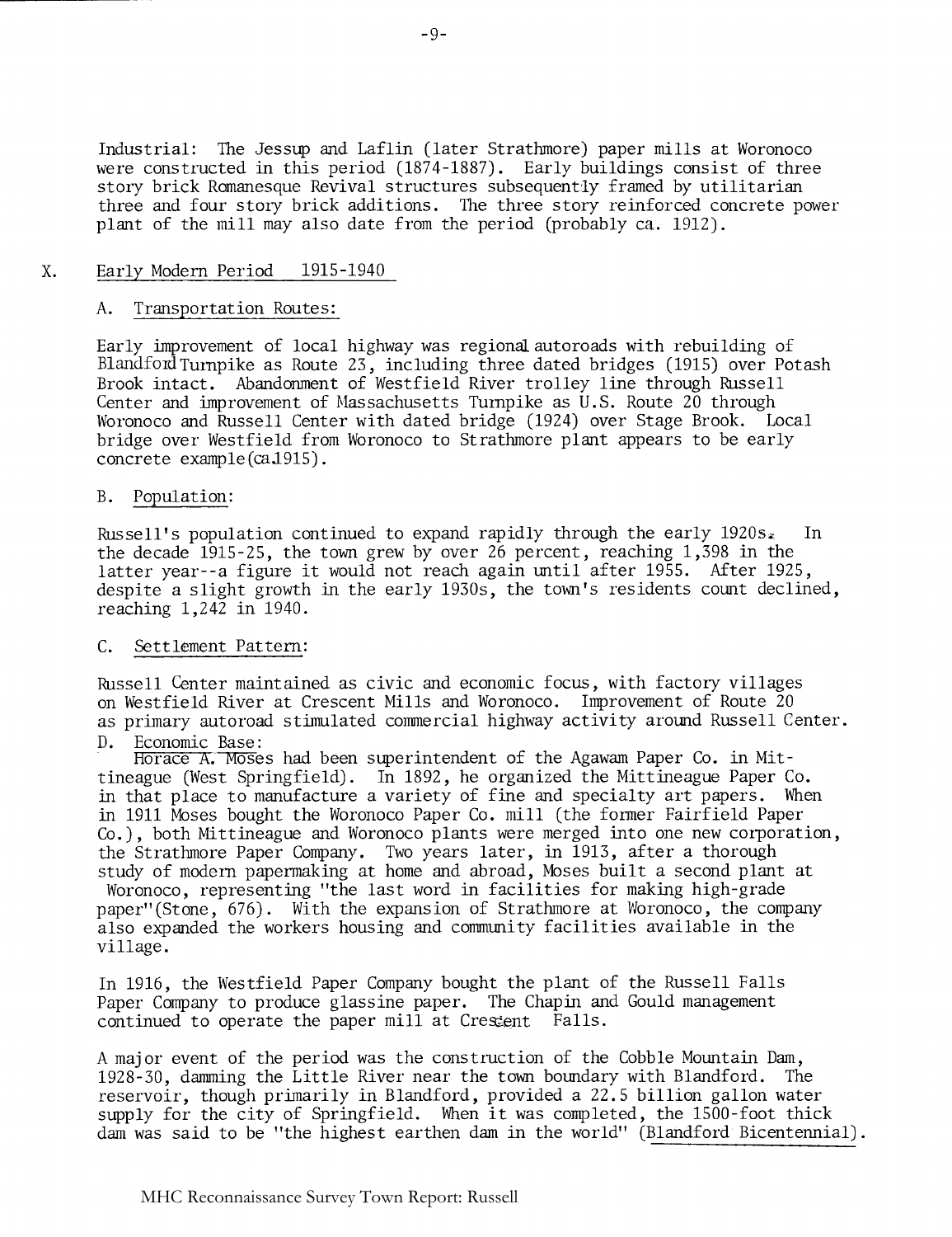Industrial: The Jessup and Laflin (later Strathmore) paper mills at Woronoco were constructed in this period (1874-1887). Early buildings consist of three story brick Romanesque Revival structures subsequently framed by utilitarian three and four story brick additions. The three story reinforced concrete power plant of the mill may also date from the period (probably ca. 1912).

## X. Early Modern Period 1915-1940

### A. Transportation Routes:

Early improvement of local highway was regional autoroads with rebuilding of Blandford Turnpike as Route 23, including three dated bridges (1915) over Potash Brook intact. Abandonment of Westfield River trolley line through Russell Center and improvement of Massachusetts Turnpike as U.S. Route 20 through Woronoco and Russell Center with dated bridge (1924) over Stage Brook. Local bridge over Westfield from Woronoco to Strathmore plant appears to be early concrete example(ca.1915).

### B. Population:

Russell's population continued to expand rapidly through the early 1920s. In the decade 1915-25, the town grew by over 26 percent, reaching 1,398 in the latter year--a figure it would not reach again until after 1955. After 1925, despite a slight growth in the early 1930s, the town's residents count declined, reaching 1,242 in 1940.

### C. Settlement Pattern:

Russell Center maintained as civic and economic focus, with factory villages on Westfield River at Crescent Mills and Woronoco. Improvement of Route 20 as primary autoroad stimulated commercial highway activity around Russell Center.

### D. Economic Base:

Horace A. Moses had been superintendent of the Agawam Paper Co. in Mittineague (West Springfield). In 1892, he organized the Mittineague Paper Co. in that place to manufacture a variety of fine and specialty art papers. When in 1911 Moses bought the Woronoco Paper Co. mill (the former Fairfield Paper Co.), both Mittineague and Woronoco plants were merged into one new corporation, the Strathmore Paper Company. Two years later, in 1913, after a thorough study of modern papermaking at home and abroad, Moses built a second plant at Woronoco, representing "the last word in facilities for making high-grade paper"(Stone, 676). With the expansion of Strathmore at Woronoco, the company also expanded the workers housing and community facilities available in the village.

In 1916, the Westfield Paper Company bought the plant of the Russell Falls Paper Company to produce glassine paper. The Chapin and Gould management continued to operate the paper mill at Crescent Falls.

A major event of the period was the construction of the Cobble Mountain Dam, 1928-30, damming the Little River near the town boundary with Blandford. The reservoir, though primarily in Blandford, provided a 22.5 billion gallon water supply for the city of Springfield. When it was completed, the 1500-foot thick dam was said to be "the highest earthen dam in the world" (Blandford Bicentennial).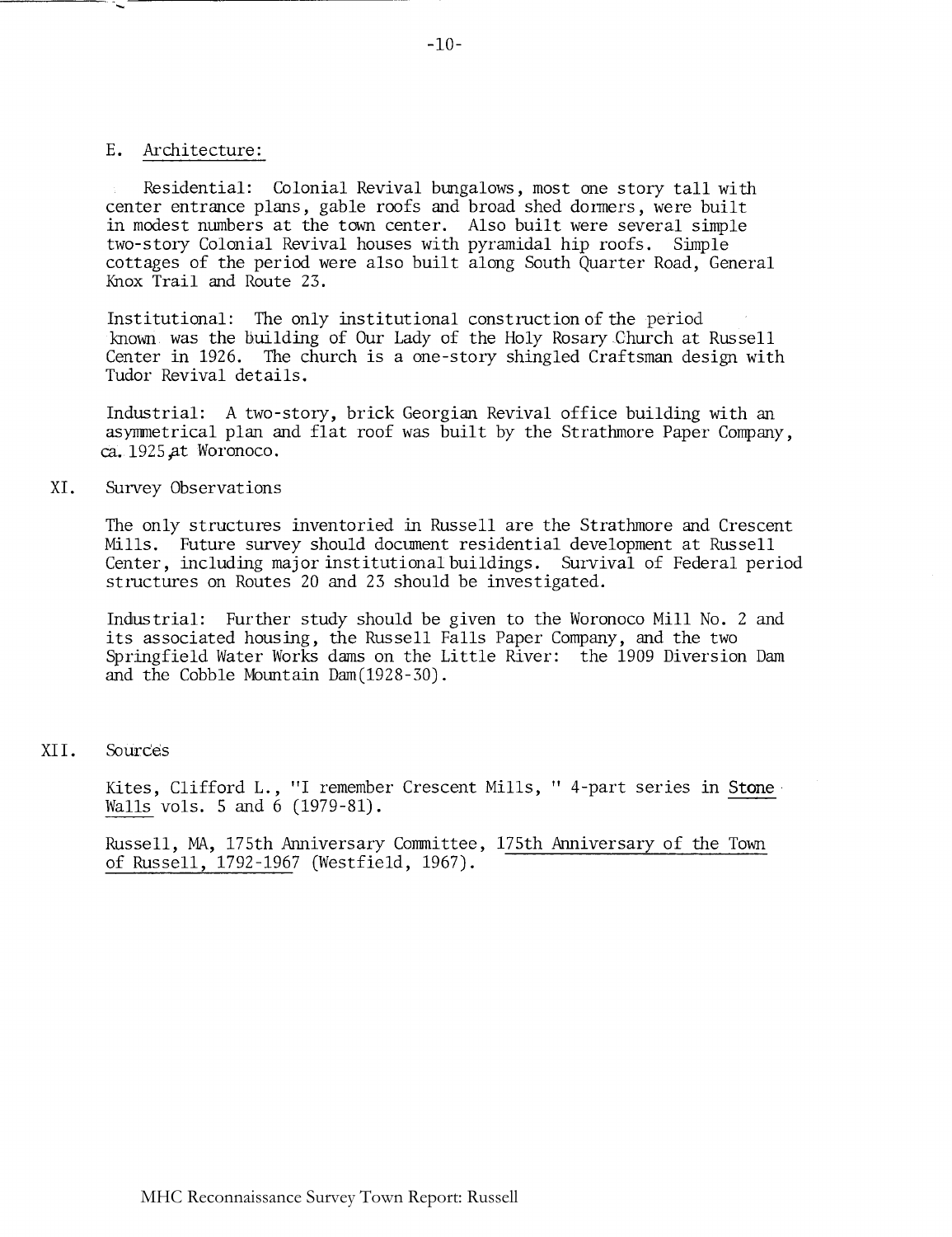### E. Architecture:

Residential: Colonial Revival bungalows, most one story tall with center entrance plans, gable roofs and broad shed dormers, were built in modest numbers at the town center. Also built were several simple two-story Colonial Revival houses with pyramidal hip roofs. Simple cottages of the period were also built along South Quarter Road, General Knox Trail and Route 23.

Institutional: The only institutional construction of the period known was the building of Our Lady of the Holy Rosary Church at Russell Center in 1926. The church is a one-story shingled Craftsman design with Tudor Revival details.

Industrial: A two-story, brick Georgian Revival office building with an asymmetrical plan and flat roof was built by the Strathmore Paper Company, ca. 1925 at Woronoco.

## XI. Survey Observations

The only structures inventoried in Russell are the Strathmore and Crescent Mills. Future survey should document residential development at Russell Center, including major institutional buildings. Survival of Federal period structures on Routes 20 and 23 should be investigated.

Industrial: Further study should be given to the Woronoco Mill No. 2 and its associated housing, the Russell Falls Paper Company, and the two Springfield Water Works dams on the Little River: the 1909 Diversion Dam and the Cobble Mountain Dam (1928-30).

## XII. Sources

Kites, Clifford L., "I remember Crescent Mills," 4-part series in Stone Walls vols. 5 and 6 (1979-81).

Russell, MA, 175th Anniversary Committee, 175th Anniversary of the Town of Russell, 1792-1967 (Westfield, 1967).